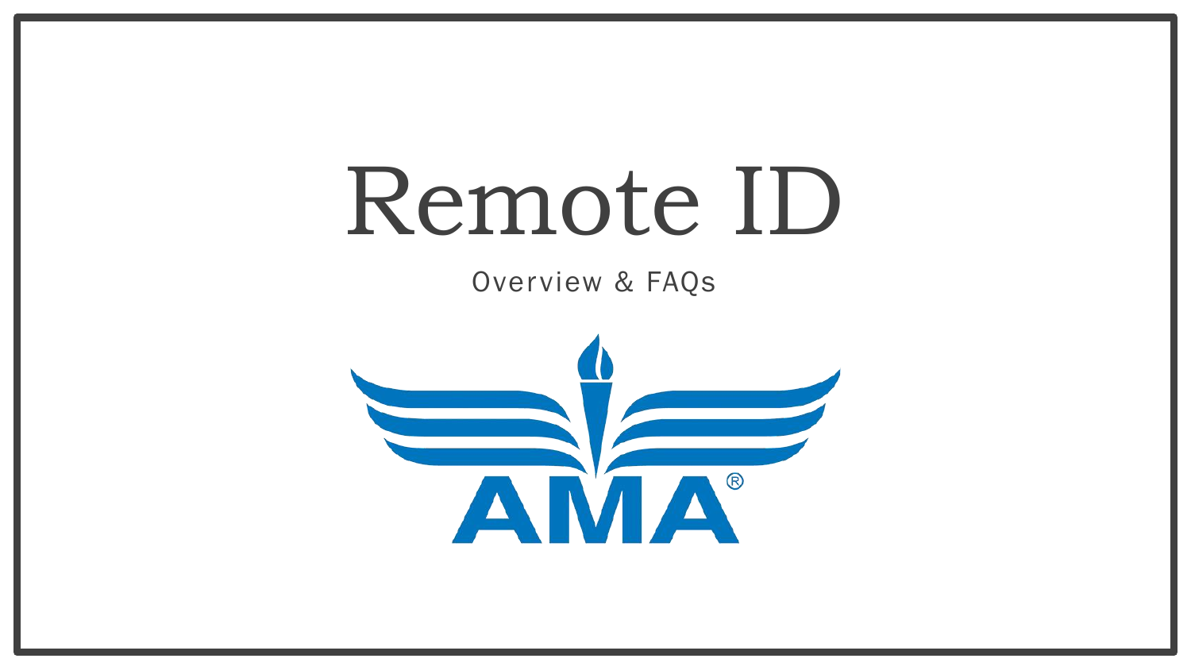# Remote ID

Overview & FAQs

AMA®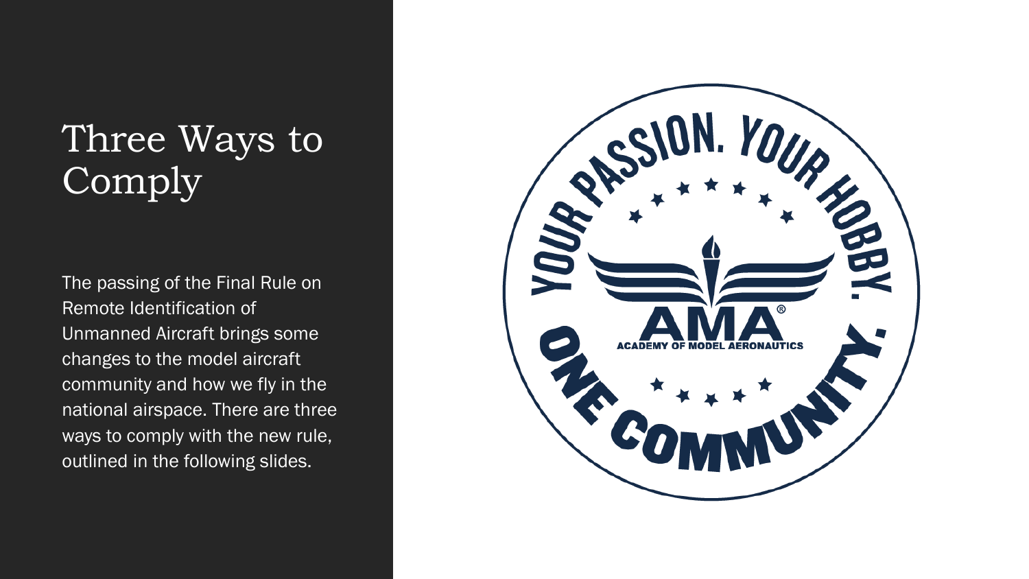# Three Ways to Comply

The passing of the Final Rule on Remote Identification of Unmanned Aircraft brings some changes to the model aircraft community and how we fly in the national airspace. There are three ways to comply with the new rule, outlined in the following slides.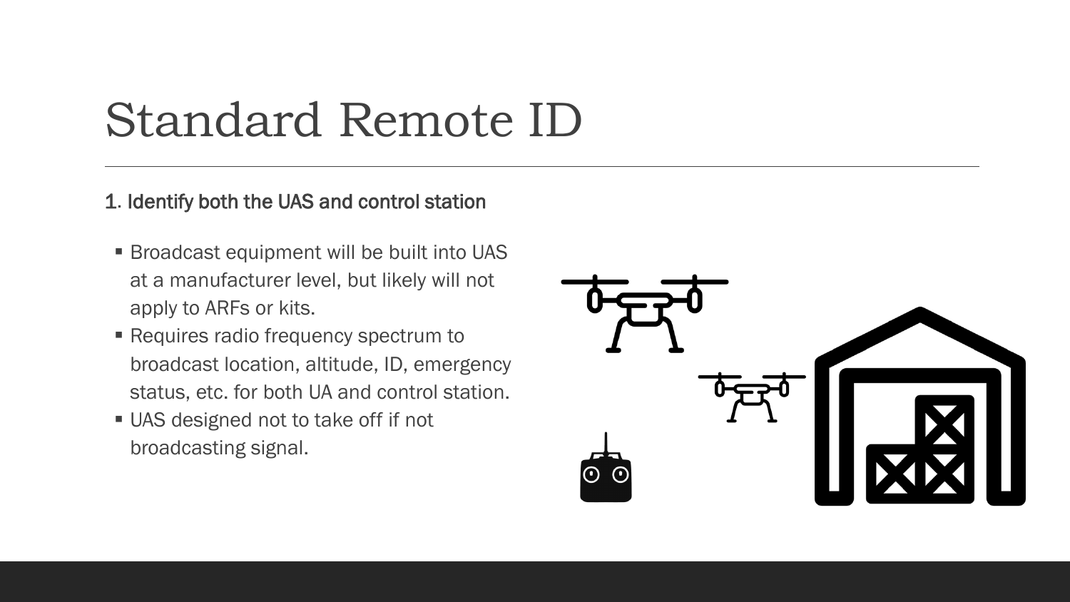# Standard Remote ID

1. Identify both the UAS and control station

- Broadcast equipment will be built into UAS at a manufacturer level, but likely will not apply to ARFs or kits.
- Requires radio frequency spectrum to broadcast location, altitude, ID, emergency status, etc. for both UA and control station.
- UAS designed not to take off if not broadcasting signal.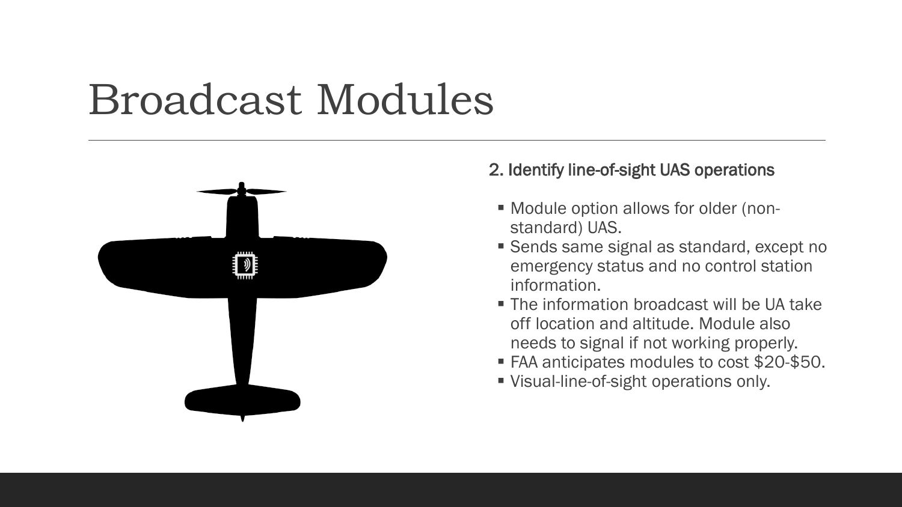# Broadcast Modules

2. Identify line-of-sight UAS operations

- Module option allows for older (non-standard) UAS.
- Sends same signal as standard, except no emergency status and no control station information.
- The information broadcast will be UA take off location and altitude. Module also needs to signal if not working properly.
- FAA anticipates modules to cost $20-$50.
- Visual-line-of-sight operations only.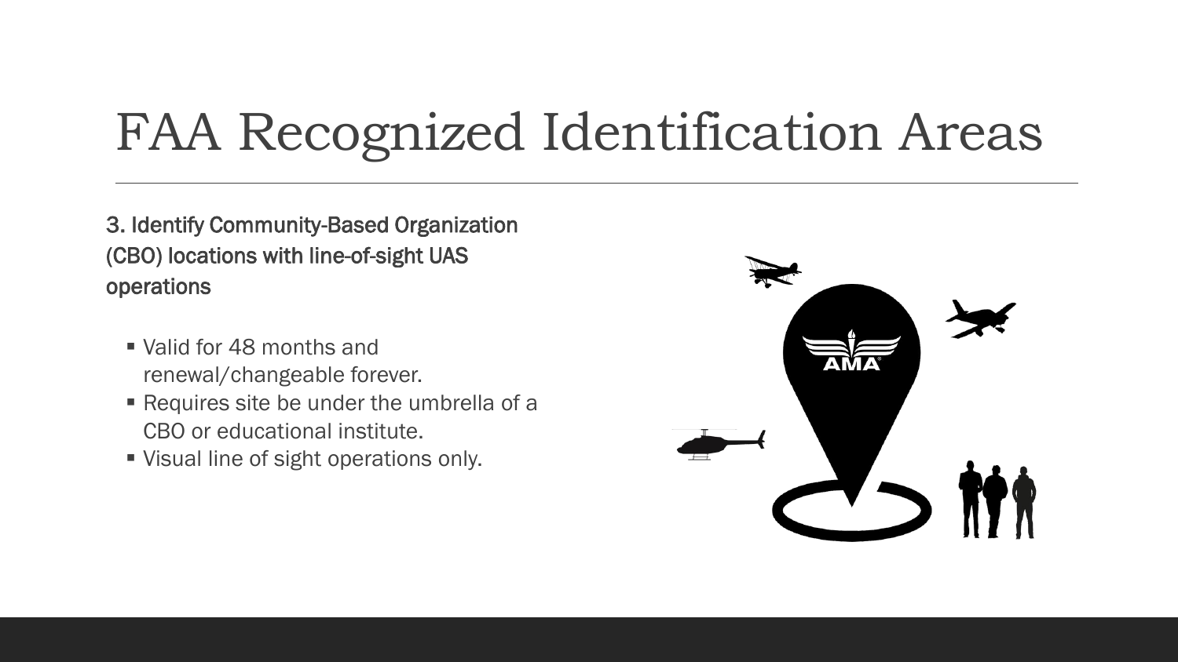# FAA Recognized Identification Areas

**3. Identify Community-Based Organization (CBO) locations with line-of-sight UAS operations**

- Valid for 48 months and renewal/changeable forever.
- Requires site be under the umbrella of a CBO or educational institute.
- Visual line of sight operations only.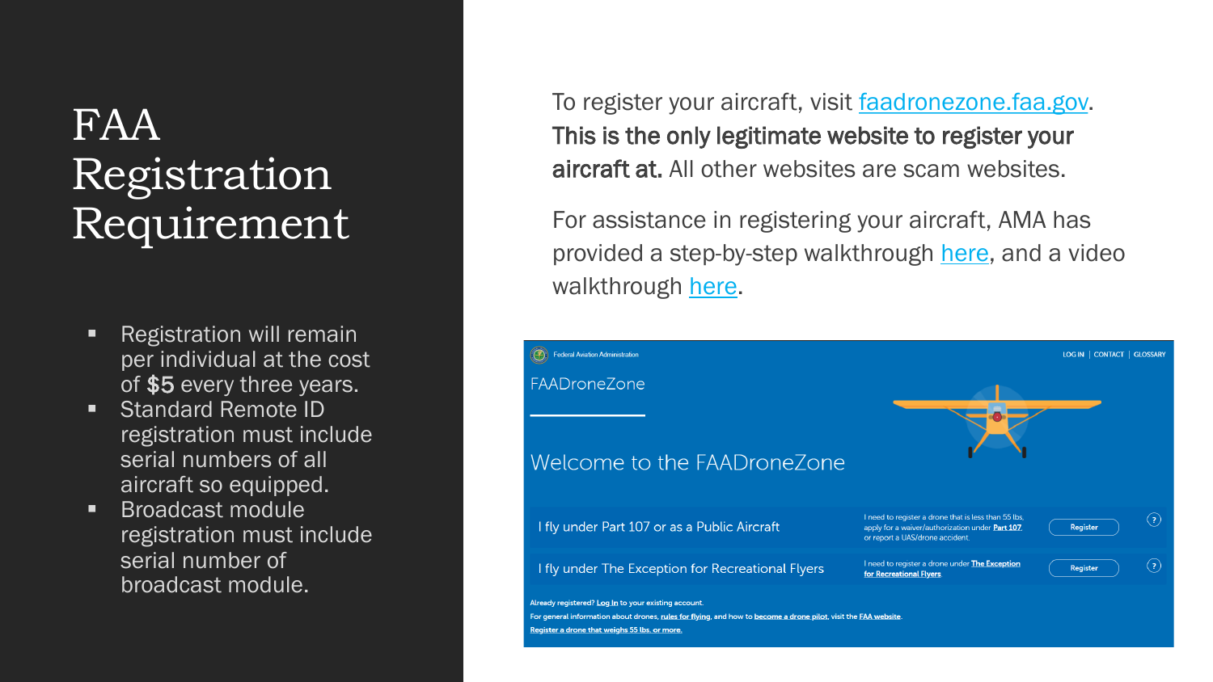# FAA Registration Requirement

- Registration will remain per individual at the cost of **$5** every three years.
- Standard Remote ID registration must include serial numbers of all aircraft so equipped.
- Broadcast module registration must include serial number of broadcast module.

To register your aircraft, visit faadronezone.faa.gov. **This is the only legitimate website to register your aircraft at.** All other websites are scam websites.

For assistance in registering your aircraft, AMA has provided a step-by-step walkthrough here, and a video walkthrough here.

Federal Aviation Administration | LOG IN | CONTACT | GLOSSARY

FAADroneZone

Welcome to the FAADroneZone

| | | |
|---|---|---|
| I fly under Part 107 or as a Public Aircraft | I need to register a drone that is less than 55 lbs, apply for a waiver/authorization under Part 107 or report a UAS/drone accident. | Register |
| I fly under The Exception for Recreational Flyers | I need to register a drone under The Exception for Recreational Flyers | Register |

Already registered? Log In to your existing account.

For general information about drones, rules for flying, and how to become a drone pilot, visit the FAA website.

Register a drone that weighs 55 lbs. or more.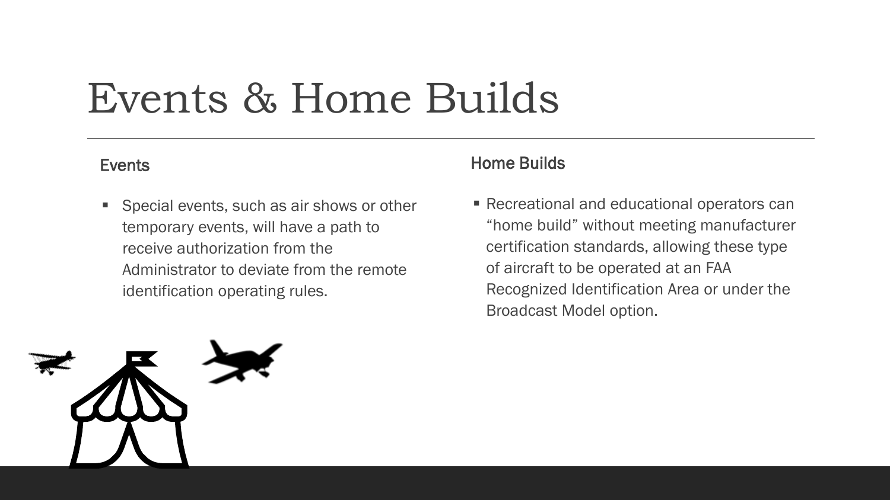# Events & Home Builds

## Events

- Special events, such as air shows or other temporary events, will have a path to receive authorization from the Administrator to deviate from the remote identification operating rules.

## Home Builds

- Recreational and educational operators can “home build” without meeting manufacturer certification standards, allowing these type of aircraft to be operated at an FAA Recognized Identification Area or under the Broadcast Model option.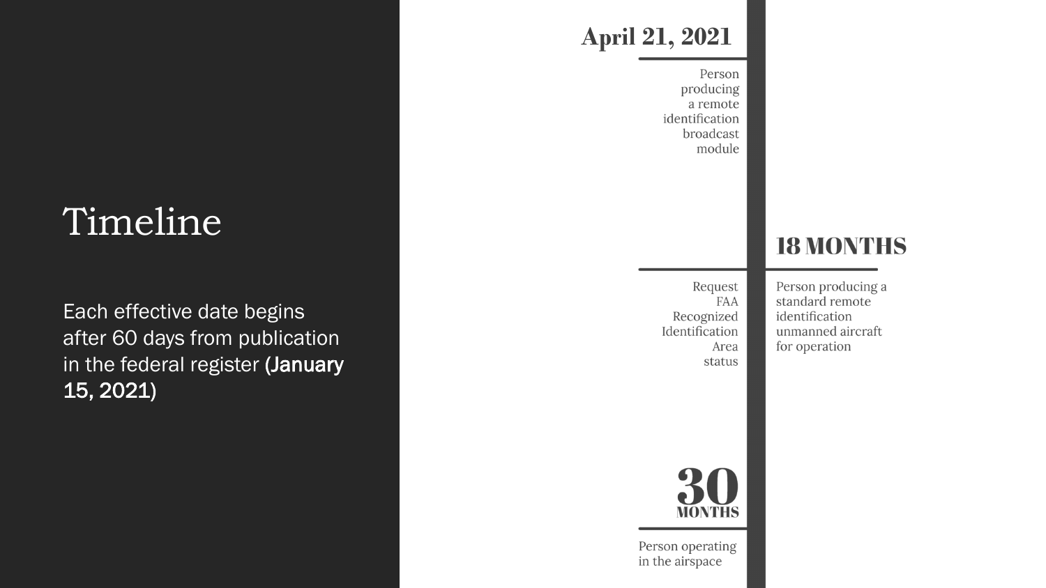# Timeline

Each effective date begins after 60 days from publication in the federal register (January 15, 2021)

**April 21, 2021**

Person producing a remote identification broadcast module

**18 MONTHS**

Request FAA Recognized Identification Area status

Person producing a standard remote identification unmanned aircraft for operation

**30 MONTHS**

Person operating in the airspace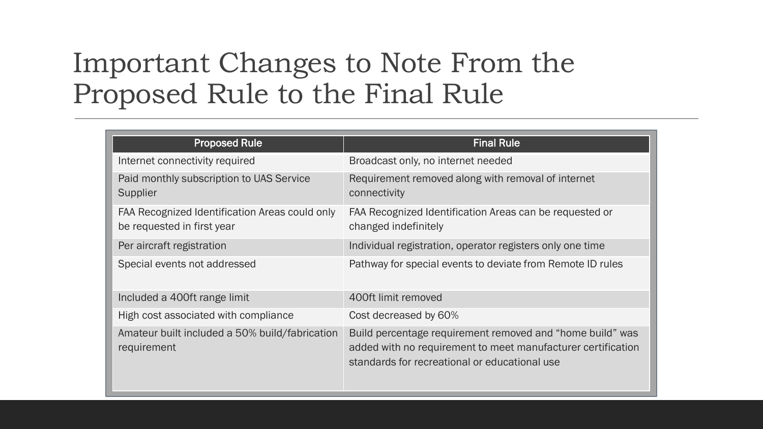# Important Changes to Note From the Proposed Rule to the Final Rule

| Proposed Rule | Final Rule |
| --- | --- |
| Internet connectivity required | Broadcast only, no internet needed |
| Paid monthly subscription to UAS Service Supplier | Requirement removed along with removal of internet connectivity |
| FAA Recognized Identification Areas could only be requested in first year | FAA Recognized Identification Areas can be requested or changed indefinitely |
| Per aircraft registration | Individual registration, operator registers only one time |
| Special events not addressed | Pathway for special events to deviate from Remote ID rules |
| Included a 400ft range limit | 400ft limit removed |
| High cost associated with compliance | Cost decreased by 60% |
| Amateur built included a 50% build/fabrication requirement | Build percentage requirement removed and "home build" was added with no requirement to meet manufacturer certification standards for recreational or educational use |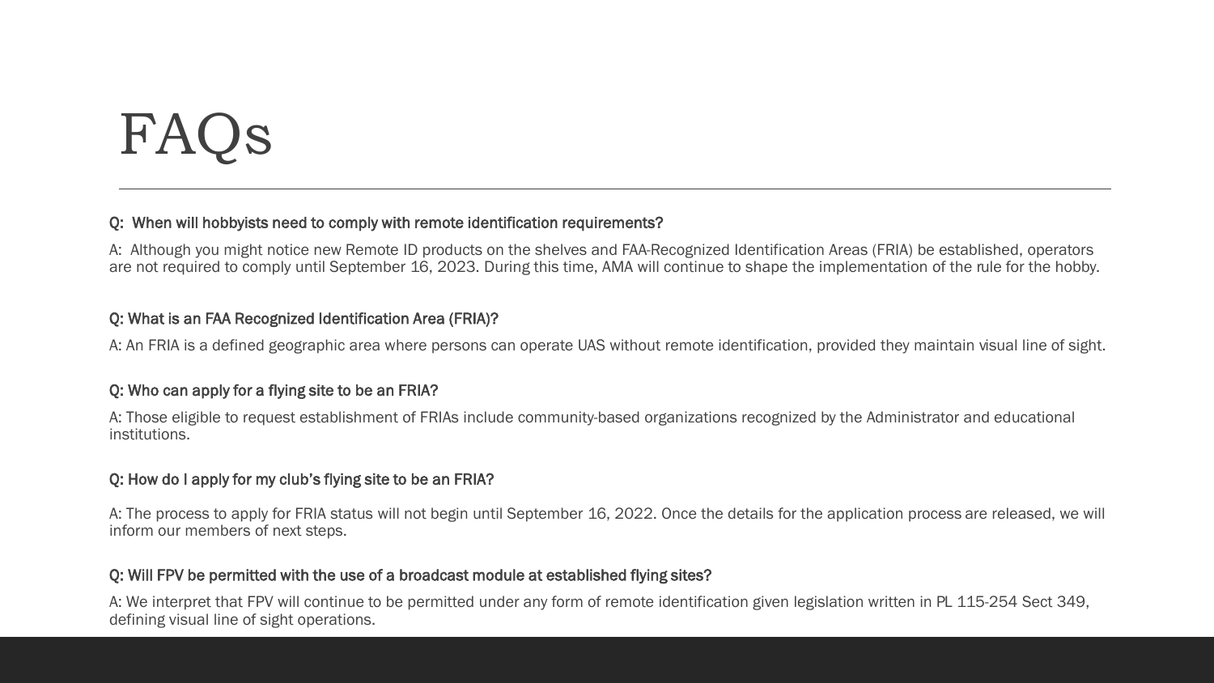# FAQs

**Q: When will hobbyists need to comply with remote identification requirements?**

A: Although you might notice new Remote ID products on the shelves and FAA-Recognized Identification Areas (FRIA) be established, operators are not required to comply until September 16, 2023. During this time, AMA will continue to shape the implementation of the rule for the hobby.

**Q: What is an FAA Recognized Identification Area (FRIA)?**

A: An FRIA is a defined geographic area where persons can operate UAS without remote identification, provided they maintain visual line of sight.

**Q: Who can apply for a flying site to be an FRIA?**

A: Those eligible to request establishment of FRIAs include community-based organizations recognized by the Administrator and educational institutions.

**Q: How do I apply for my club's flying site to be an FRIA?**

A: The process to apply for FRIA status will not begin until September 16, 2022. Once the details for the application process are released, we will inform our members of next steps.

**Q: Will FPV be permitted with the use of a broadcast module at established flying sites?**

A: We interpret that FPV will continue to be permitted under any form of remote identification given legislation written in PL 115-254 Sect 349, defining visual line of sight operations.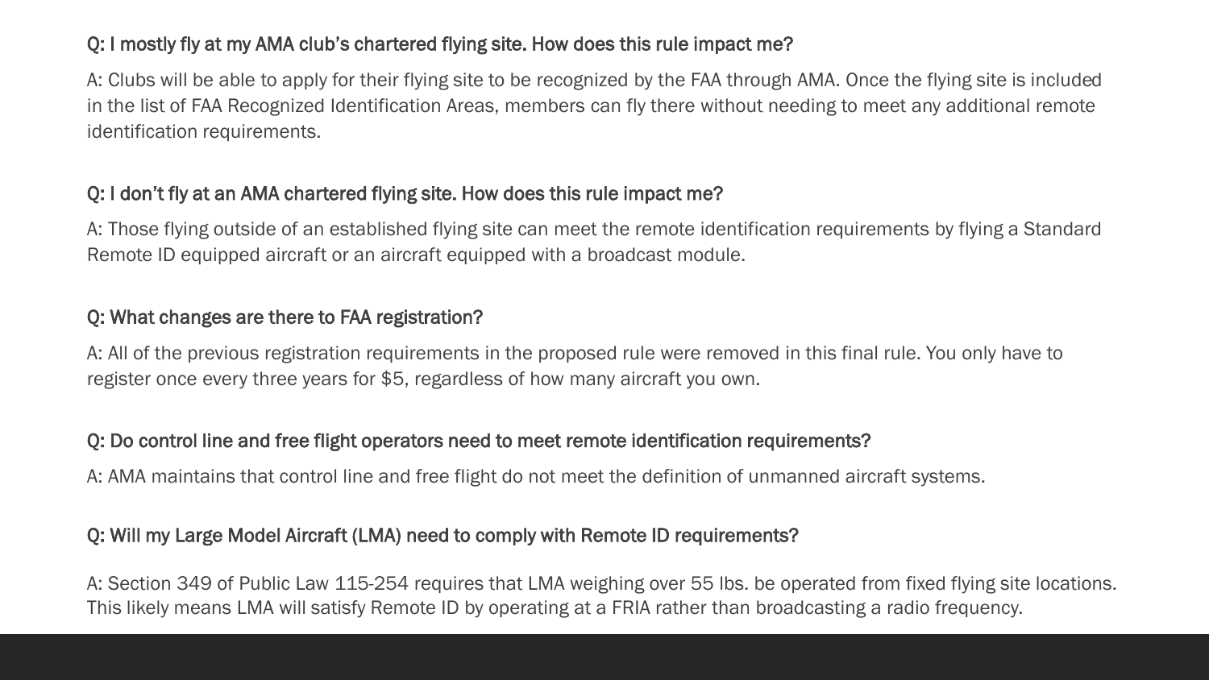Q: I mostly fly at my AMA club's chartered flying site. How does this rule impact me?

A: Clubs will be able to apply for their flying site to be recognized by the FAA through AMA. Once the flying site is included in the list of FAA Recognized Identification Areas, members can fly there without needing to meet any additional remote identification requirements.

Q: I don't fly at an AMA chartered flying site. How does this rule impact me?

A: Those flying outside of an established flying site can meet the remote identification requirements by flying a Standard Remote ID equipped aircraft or an aircraft equipped with a broadcast module.

Q: What changes are there to FAA registration?

A: All of the previous registration requirements in the proposed rule were removed in this final rule. You only have to register once every three years for $5, regardless of how many aircraft you own.

Q: Do control line and free flight operators need to meet remote identification requirements?

A: AMA maintains that control line and free flight do not meet the definition of unmanned aircraft systems.

Q: Will my Large Model Aircraft (LMA) need to comply with Remote ID requirements?

A: Section 349 of Public Law 115-254 requires that LMA weighing over 55 lbs. be operated from fixed flying site locations. This likely means LMA will satisfy Remote ID by operating at a FRIA rather than broadcasting a radio frequency.